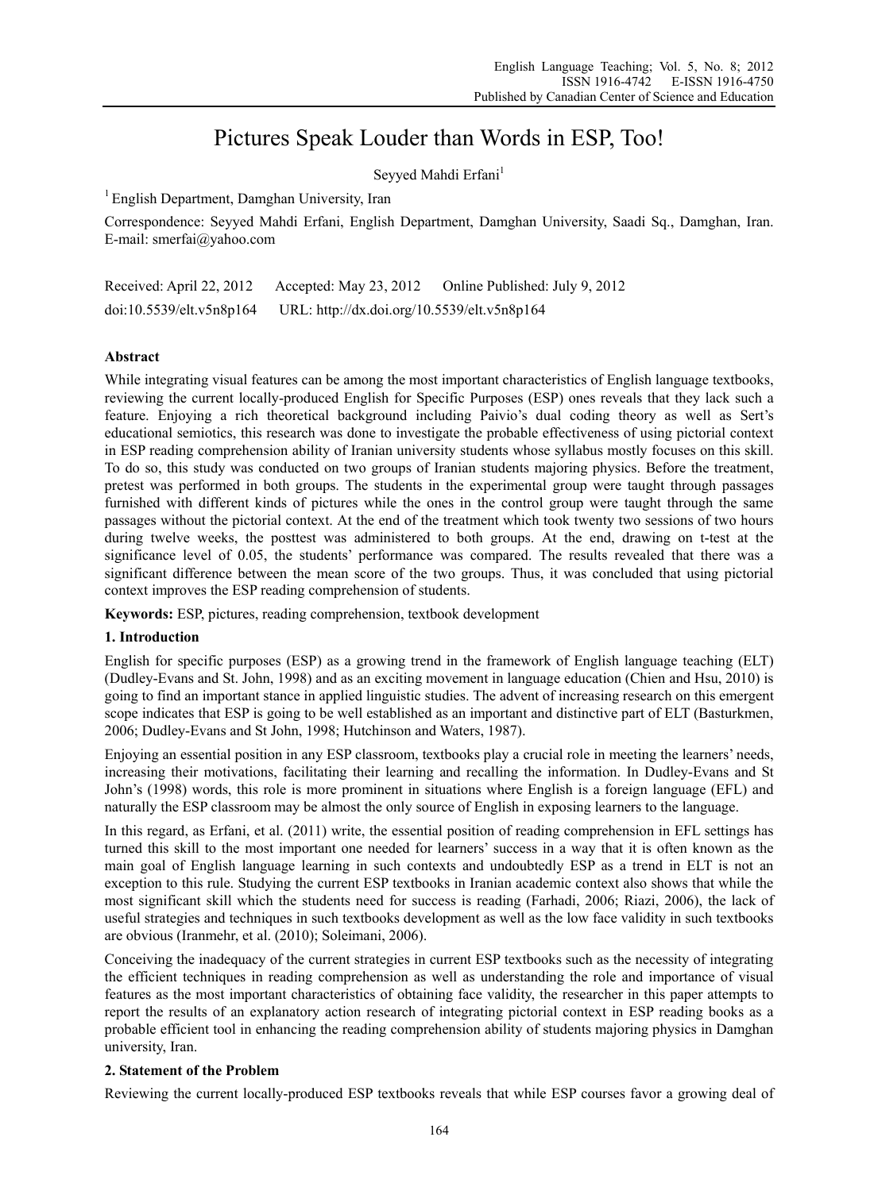# Pictures Speak Louder than Words in ESP, Too!

Seyyed Mahdi Erfani[1]

[1] English Department, Damghan University, Iran

Correspondence: Seyyed Mahdi Erfani, English Department, Damghan University, Saadi Sq., Damghan, Iran. E-mail: smerfai@yahoo.com

Received: April 22, 2012 Accepted: May 23, 2012 Online Published: July 9, 2012

doi:10.5539/elt.v5n8p164 URL: http://dx.doi.org/10.5539/elt.v5n8p164

## Abstract

While integrating visual features can be among the most important characteristics of English language textbooks, reviewing the current locally-produced English for Specific Purposes (ESP) ones reveals that they lack such a feature. Enjoying a rich theoretical background including Paivio's dual coding theory as well as Sert's educational semiotics, this research was done to investigate the probable effectiveness of using pictorial context in ESP reading comprehension ability of Iranian university students whose syllabus mostly focuses on this skill. To do so, this study was conducted on two groups of Iranian students majoring physics. Before the treatment, pretest was performed in both groups. The students in the experimental group were taught through passages furnished with different kinds of pictures while the ones in the control group were taught through the same passages without the pictorial context. At the end of the treatment which took twenty two sessions of two hours during twelve weeks, the posttest was administered to both groups. At the end, drawing on t-test at the significance level of 0.05, the students' performance was compared. The results revealed that there was a significant difference between the mean score of the two groups. Thus, it was concluded that using pictorial context improves the ESP reading comprehension of students.

**Keywords:** ESP, pictures, reading comprehension, textbook development

## 1. Introduction

English for specific purposes (ESP) as a growing trend in the framework of English language teaching (ELT) (Dudley-Evans and St. John, 1998) and as an exciting movement in language education (Chien and Hsu, 2010) is going to find an important stance in applied linguistic studies. The advent of increasing research on this emergent scope indicates that ESP is going to be well established as an important and distinctive part of ELT (Basturkmen, 2006; Dudley-Evans and St John, 1998; Hutchinson and Waters, 1987).

Enjoying an essential position in any ESP classroom, textbooks play a crucial role in meeting the learners' needs, increasing their motivations, facilitating their learning and recalling the information. In Dudley-Evans and St John's (1998) words, this role is more prominent in situations where English is a foreign language (EFL) and naturally the ESP classroom may be almost the only source of English in exposing learners to the language.

In this regard, as Erfani, et al. (2011) write, the essential position of reading comprehension in EFL settings has turned this skill to the most important one needed for learners' success in a way that it is often known as the main goal of English language learning in such contexts and undoubtedly ESP as a trend in ELT is not an exception to this rule. Studying the current ESP textbooks in Iranian academic context also shows that while the most significant skill which the students need for success is reading (Farhadi, 2006; Riazi, 2006), the lack of useful strategies and techniques in such textbooks development as well as the low face validity in such textbooks are obvious (Iranmehr, et al. (2010); Soleimani, 2006).

Conceiving the inadequacy of the current strategies in current ESP textbooks such as the necessity of integrating the efficient techniques in reading comprehension as well as understanding the role and importance of visual features as the most important characteristics of obtaining face validity, the researcher in this paper attempts to report the results of an explanatory action research of integrating pictorial context in ESP reading books as a probable efficient tool in enhancing the reading comprehension ability of students majoring physics in Damghan university, Iran.

## 2. Statement of the Problem

Reviewing the current locally-produced ESP textbooks reveals that while ESP courses favor a growing deal of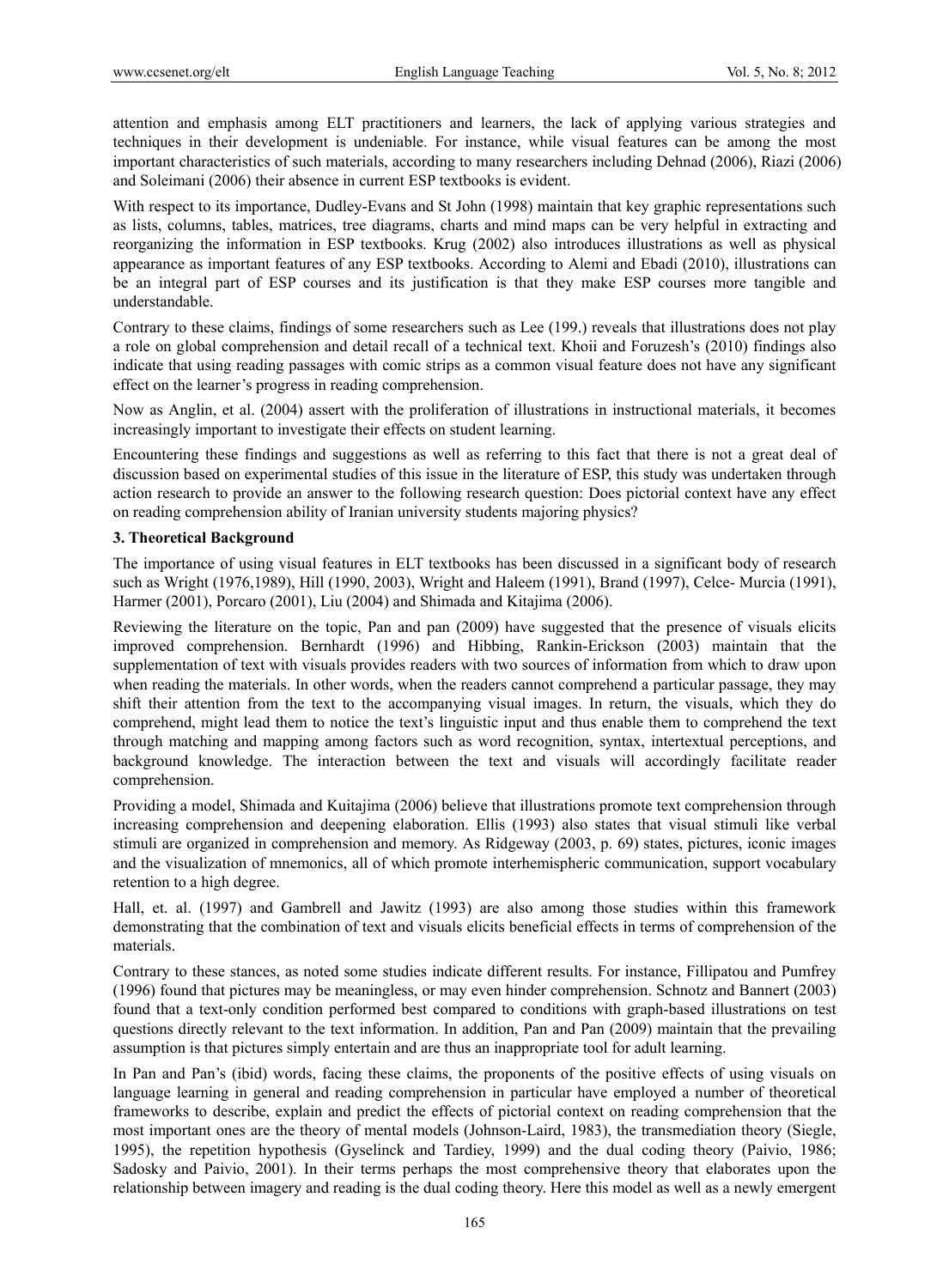attention and emphasis among ELT practitioners and learners, the lack of applying various strategies and techniques in their development is undeniable. For instance, while visual features can be among the most important characteristics of such materials, according to many researchers including Dehnad (2006), Riazi (2006) and Soleimani (2006) their absence in current ESP textbooks is evident.

With respect to its importance, Dudley-Evans and St John (1998) maintain that key graphic representations such as lists, columns, tables, matrices, tree diagrams, charts and mind maps can be very helpful in extracting and reorganizing the information in ESP textbooks. Krug (2002) also introduces illustrations as well as physical appearance as important features of any ESP textbooks. According to Alemi and Ebadi (2010), illustrations can be an integral part of ESP courses and its justification is that they make ESP courses more tangible and understandable.

Contrary to these claims, findings of some researchers such as Lee (199.) reveals that illustrations does not play a role on global comprehension and detail recall of a technical text. Khoii and Foruzesh's (2010) findings also indicate that using reading passages with comic strips as a common visual feature does not have any significant effect on the learner's progress in reading comprehension.

Now as Anglin, et al. (2004) assert with the proliferation of illustrations in instructional materials, it becomes increasingly important to investigate their effects on student learning.

Encountering these findings and suggestions as well as referring to this fact that there is not a great deal of discussion based on experimental studies of this issue in the literature of ESP, this study was undertaken through action research to provide an answer to the following research question: Does pictorial context have any effect on reading comprehension ability of Iranian university students majoring physics?

## 3. Theoretical Background

The importance of using visual features in ELT textbooks has been discussed in a significant body of research such as Wright (1976,1989), Hill (1990, 2003), Wright and Haleem (1991), Brand (1997), Celce- Murcia (1991), Harmer (2001), Porcaro (2001), Liu (2004) and Shimada and Kitajima (2006).

Reviewing the literature on the topic, Pan and pan (2009) have suggested that the presence of visuals elicits improved comprehension. Bernhardt (1996) and Hibbing, Rankin-Erickson (2003) maintain that the supplementation of text with visuals provides readers with two sources of information from which to draw upon when reading the materials. In other words, when the readers cannot comprehend a particular passage, they may shift their attention from the text to the accompanying visual images. In return, the visuals, which they do comprehend, might lead them to notice the text's linguistic input and thus enable them to comprehend the text through matching and mapping among factors such as word recognition, syntax, intertextual perceptions, and background knowledge. The interaction between the text and visuals will accordingly facilitate reader comprehension.

Providing a model, Shimada and Kuitajima (2006) believe that illustrations promote text comprehension through increasing comprehension and deepening elaboration. Ellis (1993) also states that visual stimuli like verbal stimuli are organized in comprehension and memory. As Ridgeway (2003, p. 69) states, pictures, iconic images and the visualization of mnemonics, all of which promote interhemispheric communication, support vocabulary retention to a high degree.

Hall, et. al. (1997) and Gambrell and Jawitz (1993) are also among those studies within this framework demonstrating that the combination of text and visuals elicits beneficial effects in terms of comprehension of the materials.

Contrary to these stances, as noted some studies indicate different results. For instance, Fillipatou and Pumfrey (1996) found that pictures may be meaningless, or may even hinder comprehension. Schnotz and Bannert (2003) found that a text-only condition performed best compared to conditions with graph-based illustrations on test questions directly relevant to the text information. In addition, Pan and Pan (2009) maintain that the prevailing assumption is that pictures simply entertain and are thus an inappropriate tool for adult learning.

In Pan and Pan's (ibid) words, facing these claims, the proponents of the positive effects of using visuals on language learning in general and reading comprehension in particular have employed a number of theoretical frameworks to describe, explain and predict the effects of pictorial context on reading comprehension that the most important ones are the theory of mental models (Johnson-Laird, 1983), the transmediation theory (Siegle, 1995), the repetition hypothesis (Gyselinck and Tardiey, 1999) and the dual coding theory (Paivio, 1986; Sadosky and Paivio, 2001). In their terms perhaps the most comprehensive theory that elaborates upon the relationship between imagery and reading is the dual coding theory. Here this model as well as a newly emergent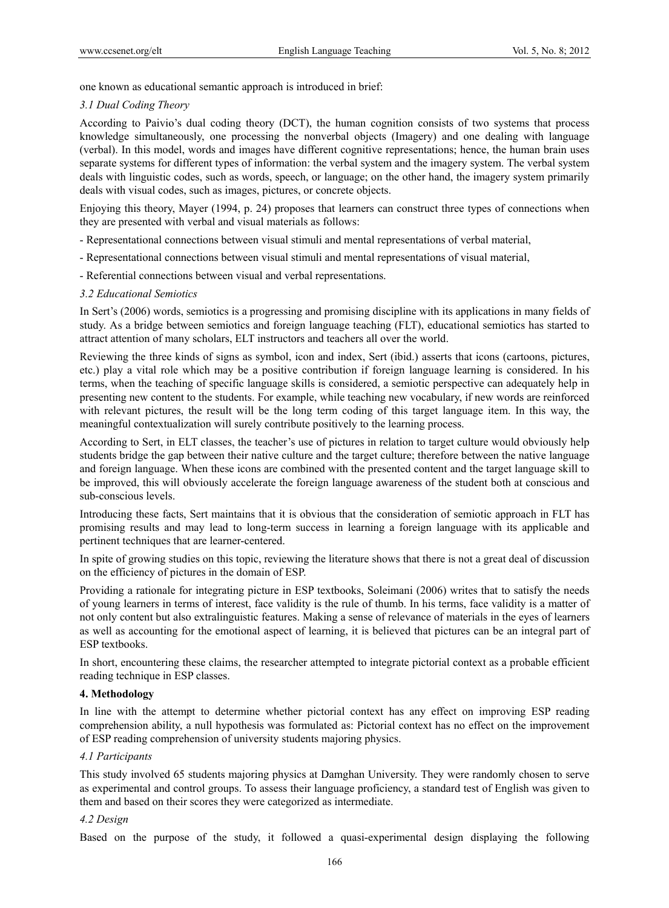one known as educational semantic approach is introduced in brief:

### *3.1 Dual Coding Theory*

According to Paivio's dual coding theory (DCT), the human cognition consists of two systems that process knowledge simultaneously, one processing the nonverbal objects (Imagery) and one dealing with language (verbal). In this model, words and images have different cognitive representations; hence, the human brain uses separate systems for different types of information: the verbal system and the imagery system. The verbal system deals with linguistic codes, such as words, speech, or language; on the other hand, the imagery system primarily deals with visual codes, such as images, pictures, or concrete objects.

Enjoying this theory, Mayer (1994, p. 24) proposes that learners can construct three types of connections when they are presented with verbal and visual materials as follows:

- Representational connections between visual stimuli and mental representations of verbal material,
- Representational connections between visual stimuli and mental representations of visual material,
- Referential connections between visual and verbal representations.

### *3.2 Educational Semiotics*

In Sert's (2006) words, semiotics is a progressing and promising discipline with its applications in many fields of study. As a bridge between semiotics and foreign language teaching (FLT), educational semiotics has started to attract attention of many scholars, ELT instructors and teachers all over the world.

Reviewing the three kinds of signs as symbol, icon and index, Sert (ibid.) asserts that icons (cartoons, pictures, etc.) play a vital role which may be a positive contribution if foreign language learning is considered. In his terms, when the teaching of specific language skills is considered, a semiotic perspective can adequately help in presenting new content to the students. For example, while teaching new vocabulary, if new words are reinforced with relevant pictures, the result will be the long term coding of this target language item. In this way, the meaningful contextualization will surely contribute positively to the learning process.

According to Sert, in ELT classes, the teacher's use of pictures in relation to target culture would obviously help students bridge the gap between their native culture and the target culture; therefore between the native language and foreign language. When these icons are combined with the presented content and the target language skill to be improved, this will obviously accelerate the foreign language awareness of the student both at conscious and sub-conscious levels.

Introducing these facts, Sert maintains that it is obvious that the consideration of semiotic approach in FLT has promising results and may lead to long-term success in learning a foreign language with its applicable and pertinent techniques that are learner-centered.

In spite of growing studies on this topic, reviewing the literature shows that there is not a great deal of discussion on the efficiency of pictures in the domain of ESP.

Providing a rationale for integrating picture in ESP textbooks, Soleimani (2006) writes that to satisfy the needs of young learners in terms of interest, face validity is the rule of thumb. In his terms, face validity is a matter of not only content but also extralinguistic features. Making a sense of relevance of materials in the eyes of learners as well as accounting for the emotional aspect of learning, it is believed that pictures can be an integral part of ESP textbooks.

In short, encountering these claims, the researcher attempted to integrate pictorial context as a probable efficient reading technique in ESP classes.

## **4. Methodology**

In line with the attempt to determine whether pictorial context has any effect on improving ESP reading comprehension ability, a null hypothesis was formulated as: Pictorial context has no effect on the improvement of ESP reading comprehension of university students majoring physics.

### *4.1 Participants*

This study involved 65 students majoring physics at Damghan University. They were randomly chosen to serve as experimental and control groups. To assess their language proficiency, a standard test of English was given to them and based on their scores they were categorized as intermediate.

### *4.2 Design*

Based on the purpose of the study, it followed a quasi-experimental design displaying the following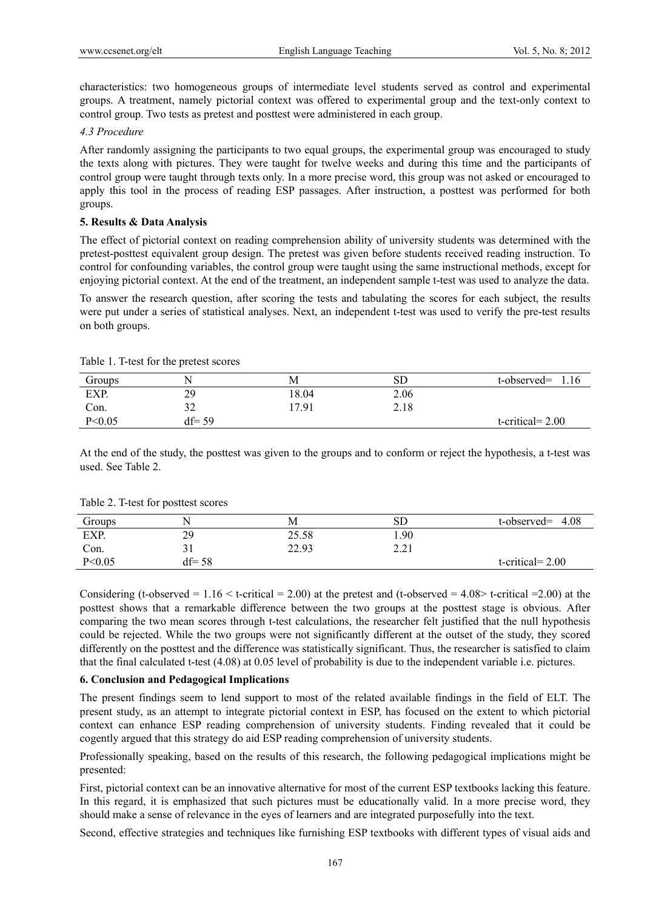characteristics: two homogeneous groups of intermediate level students served as control and experimental groups. A treatment, namely pictorial context was offered to experimental group and the text-only context to control group. Two tests as pretest and posttest were administered in each group.

### *4.3 Procedure*

After randomly assigning the participants to two equal groups, the experimental group was encouraged to study the texts along with pictures. They were taught for twelve weeks and during this time and the participants of control group were taught through texts only. In a more precise word, this group was not asked or encouraged to apply this tool in the process of reading ESP passages. After instruction, a posttest was performed for both groups.

## 5. Results & Data Analysis

The effect of pictorial context on reading comprehension ability of university students was determined with the pretest-posttest equivalent group design. The pretest was given before students received reading instruction. To control for confounding variables, the control group were taught using the same instructional methods, except for enjoying pictorial context. At the end of the treatment, an independent sample t-test was used to analyze the data.

To answer the research question, after scoring the tests and tabulating the scores for each subject, the results were put under a series of statistical analyses. Next, an independent t-test was used to verify the pre-test results on both groups.

Table 1. T-test for the pretest scores

| Groups | N | M | SD | t-observed= 1.16 |
|---|---|---|---|---|
| EXP. | 29 | 18.04 | 2.06 | |
| Con. | 32 | 17.91 | 2.18 | |
| P<0.05 | df= 59 | | | t-critical= 2.00 |

At the end of the study, the posttest was given to the groups and to conform or reject the hypothesis, a t-test was used. See Table 2.

Table 2. T-test for posttest scores

| Groups | N | M | SD | t-observed= 4.08 |
|---|---|---|---|---|
| EXP. | 29 | 25.58 | 1.90 | |
| Con. | 31 | 22.93 | 2.21 | |
| P<0.05 | df= 58 | | | t-critical= 2.00 |

Considering (t-observed = 1.16 < t-critical = 2.00) at the pretest and (t-observed = 4.08> t-critical =2.00) at the posttest shows that a remarkable difference between the two groups at the posttest stage is obvious. After comparing the two mean scores through t-test calculations, the researcher felt justified that the null hypothesis could be rejected. While the two groups were not significantly different at the outset of the study, they scored differently on the posttest and the difference was statistically significant. Thus, the researcher is satisfied to claim that the final calculated t-test (4.08) at 0.05 level of probability is due to the independent variable i.e. pictures.

## 6. Conclusion and Pedagogical Implications

The present findings seem to lend support to most of the related available findings in the field of ELT. The present study, as an attempt to integrate pictorial context in ESP, has focused on the extent to which pictorial context can enhance ESP reading comprehension of university students. Finding revealed that it could be cogently argued that this strategy do aid ESP reading comprehension of university students.

Professionally speaking, based on the results of this research, the following pedagogical implications might be presented:

First, pictorial context can be an innovative alternative for most of the current ESP textbooks lacking this feature. In this regard, it is emphasized that such pictures must be educationally valid. In a more precise word, they should make a sense of relevance in the eyes of learners and are integrated purposefully into the text.

Second, effective strategies and techniques like furnishing ESP textbooks with different types of visual aids and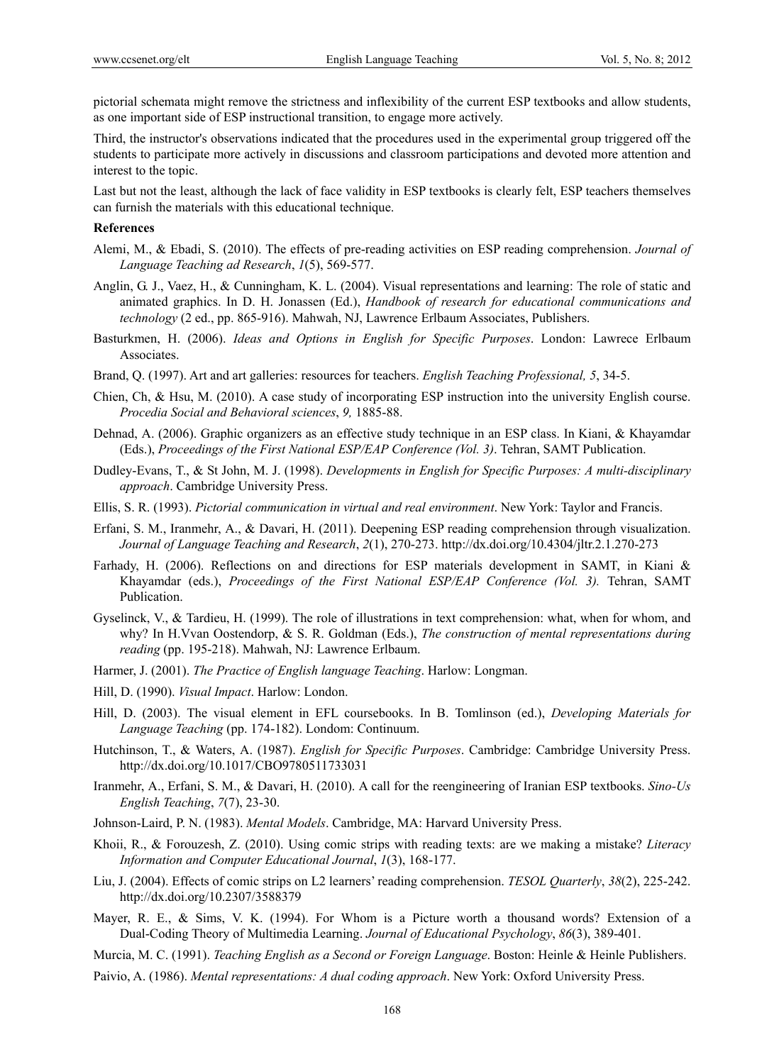pictorial schemata might remove the strictness and inflexibility of the current ESP textbooks and allow students, as one important side of ESP instructional transition, to engage more actively.

Third, the instructor's observations indicated that the procedures used in the experimental group triggered off the students to participate more actively in discussions and classroom participations and devoted more attention and interest to the topic.

Last but not the least, although the lack of face validity in ESP textbooks is clearly felt, ESP teachers themselves can furnish the materials with this educational technique.

**References**

Alemi, M., & Ebadi, S. (2010). The effects of pre-reading activities on ESP reading comprehension. *Journal of Language Teaching ad Research*, *1*(5), 569-577.

Anglin, G. J., Vaez, H., & Cunningham, K. L. (2004). Visual representations and learning: The role of static and animated graphics. In D. H. Jonassen (Ed.), *Handbook of research for educational communications and technology* (2 ed., pp. 865-916). Mahwah, NJ, Lawrence Erlbaum Associates, Publishers.

Basturkmen, H. (2006). *Ideas and Options in English for Specific Purposes*. London: Lawrece Erlbaum Associates.

Brand, Q. (1997). Art and art galleries: resources for teachers. *English Teaching Professional, 5*, 34-5.

Chien, Ch, & Hsu, M. (2010). A case study of incorporating ESP instruction into the university English course. *Procedia Social and Behavioral sciences*, *9,* 1885-88.

Dehnad, A. (2006). Graphic organizers as an effective study technique in an ESP class. In Kiani, & Khayamdar (Eds.), *Proceedings of the First National ESP/EAP Conference (Vol. 3)*. Tehran, SAMT Publication.

Dudley-Evans, T., & St John, M. J. (1998). *Developments in English for Specific Purposes: A multi-disciplinary approach*. Cambridge University Press.

Ellis, S. R. (1993). *Pictorial communication in virtual and real environment*. New York: Taylor and Francis.

Erfani, S. M., Iranmehr, A., & Davari, H. (2011). Deepening ESP reading comprehension through visualization. *Journal of Language Teaching and Research*, *2*(1), 270-273. http://dx.doi.org/10.4304/jltr.2.1.270-273

Farhady, H. (2006). Reflections on and directions for ESP materials development in SAMT, in Kiani & Khayamdar (eds.), *Proceedings of the First National ESP/EAP Conference (Vol. 3).* Tehran, SAMT Publication.

Gyselinck, V., & Tardieu, H. (1999). The role of illustrations in text comprehension: what, when for whom, and why? In H.Vvan Oostendorp, & S. R. Goldman (Eds.), *The construction of mental representations during reading* (pp. 195-218). Mahwah, NJ: Lawrence Erlbaum.

Harmer, J. (2001). *The Practice of English language Teaching*. Harlow: Longman.

Hill, D. (1990). *Visual Impact*. Harlow: London.

Hill, D. (2003). The visual element in EFL coursebooks. In B. Tomlinson (ed.), *Developing Materials for Language Teaching* (pp. 174-182). Londom: Continuum.

Hutchinson, T., & Waters, A. (1987). *English for Specific Purposes*. Cambridge: Cambridge University Press. http://dx.doi.org/10.1017/CBO9780511733031

Iranmehr, A., Erfani, S. M., & Davari, H. (2010). A call for the reengineering of Iranian ESP textbooks. *Sino-Us English Teaching*, *7*(7), 23-30.

Johnson-Laird, P. N. (1983). *Mental Models*. Cambridge, MA: Harvard University Press.

Khoii, R., & Forouzesh, Z. (2010). Using comic strips with reading texts: are we making a mistake? *Literacy Information and Computer Educational Journal*, *1*(3), 168-177.

Liu, J. (2004). Effects of comic strips on L2 learners' reading comprehension. *TESOL Quarterly*, *38*(2), 225-242. http://dx.doi.org/10.2307/3588379

Mayer, R. E., & Sims, V. K. (1994). For Whom is a Picture worth a thousand words? Extension of a Dual-Coding Theory of Multimedia Learning. *Journal of Educational Psychology*, *86*(3), 389-401.

Murcia, M. C. (1991). *Teaching English as a Second or Foreign Language*. Boston: Heinle & Heinle Publishers.

Paivio, A. (1986). *Mental representations: A dual coding approach*. New York: Oxford University Press.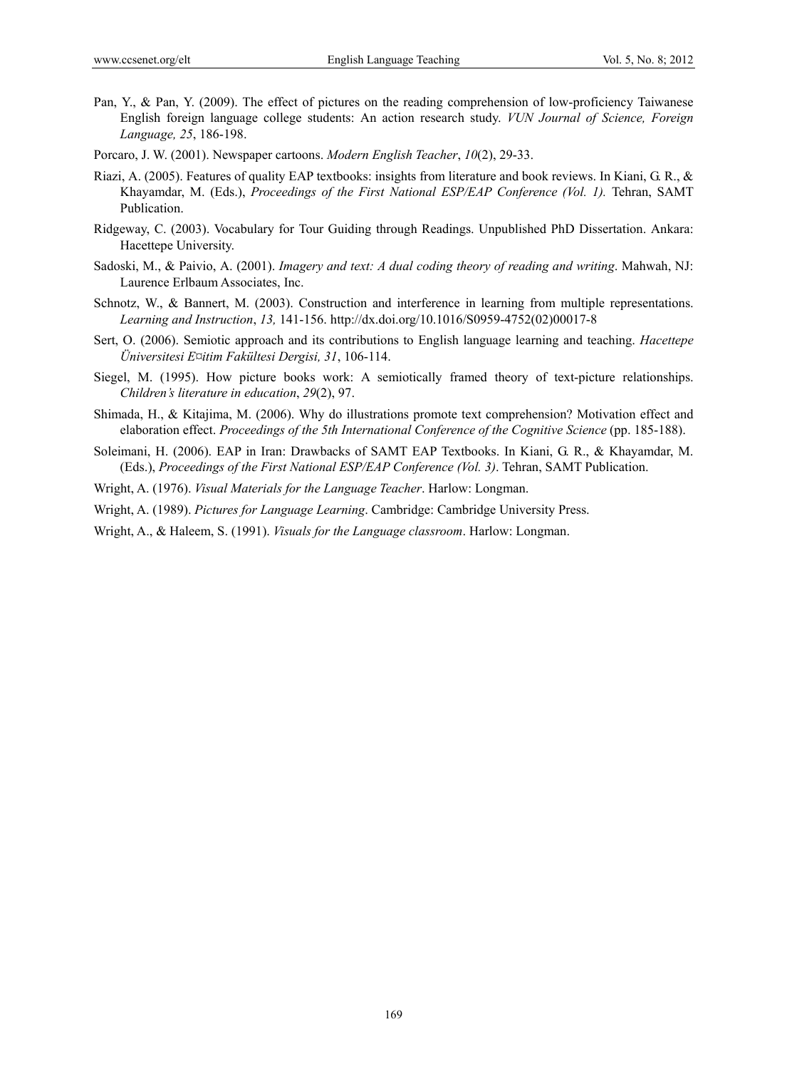Pan, Y., & Pan, Y. (2009). The effect of pictures on the reading comprehension of low-proficiency Taiwanese English foreign language college students: An action research study. *VUN Journal of Science, Foreign Language, 25*, 186-198.

Porcaro, J. W. (2001). Newspaper cartoons. *Modern English Teacher*, *10*(2), 29-33.

Riazi, A. (2005). Features of quality EAP textbooks: insights from literature and book reviews. In Kiani, G. R., & Khayamdar, M. (Eds.), *Proceedings of the First National ESP/EAP Conference (Vol. 1).* Tehran, SAMT Publication.

Ridgeway, C. (2003). Vocabulary for Tour Guiding through Readings. Unpublished PhD Dissertation. Ankara: Hacettepe University.

Sadoski, M., & Paivio, A. (2001). *Imagery and text: A dual coding theory of reading and writing*. Mahwah, NJ: Laurence Erlbaum Associates, Inc.

Schnotz, W., & Bannert, M. (2003). Construction and interference in learning from multiple representations. *Learning and Instruction*, *13,* 141-156. http://dx.doi.org/10.1016/S0959-4752(02)00017-8

Sert, O. (2006). Semiotic approach and its contributions to English language learning and teaching. *Hacettepe Üniversitesi E¤itim Fakültesi Dergisi, 31*, 106-114.

Siegel, M. (1995). How picture books work: A semiotically framed theory of text-picture relationships. *Children's literature in education*, *29*(2), 97.

Shimada, H., & Kitajima, M. (2006). Why do illustrations promote text comprehension? Motivation effect and elaboration effect. *Proceedings of the 5th International Conference of the Cognitive Science* (pp. 185-188).

Soleimani, H. (2006). EAP in Iran: Drawbacks of SAMT EAP Textbooks. In Kiani, G. R., & Khayamdar, M. (Eds.), *Proceedings of the First National ESP/EAP Conference (Vol. 3)*. Tehran, SAMT Publication.

Wright, A. (1976). *Visual Materials for the Language Teacher*. Harlow: Longman.

Wright, A. (1989). *Pictures for Language Learning*. Cambridge: Cambridge University Press.

Wright, A., & Haleem, S. (1991). *Visuals for the Language classroom*. Harlow: Longman.